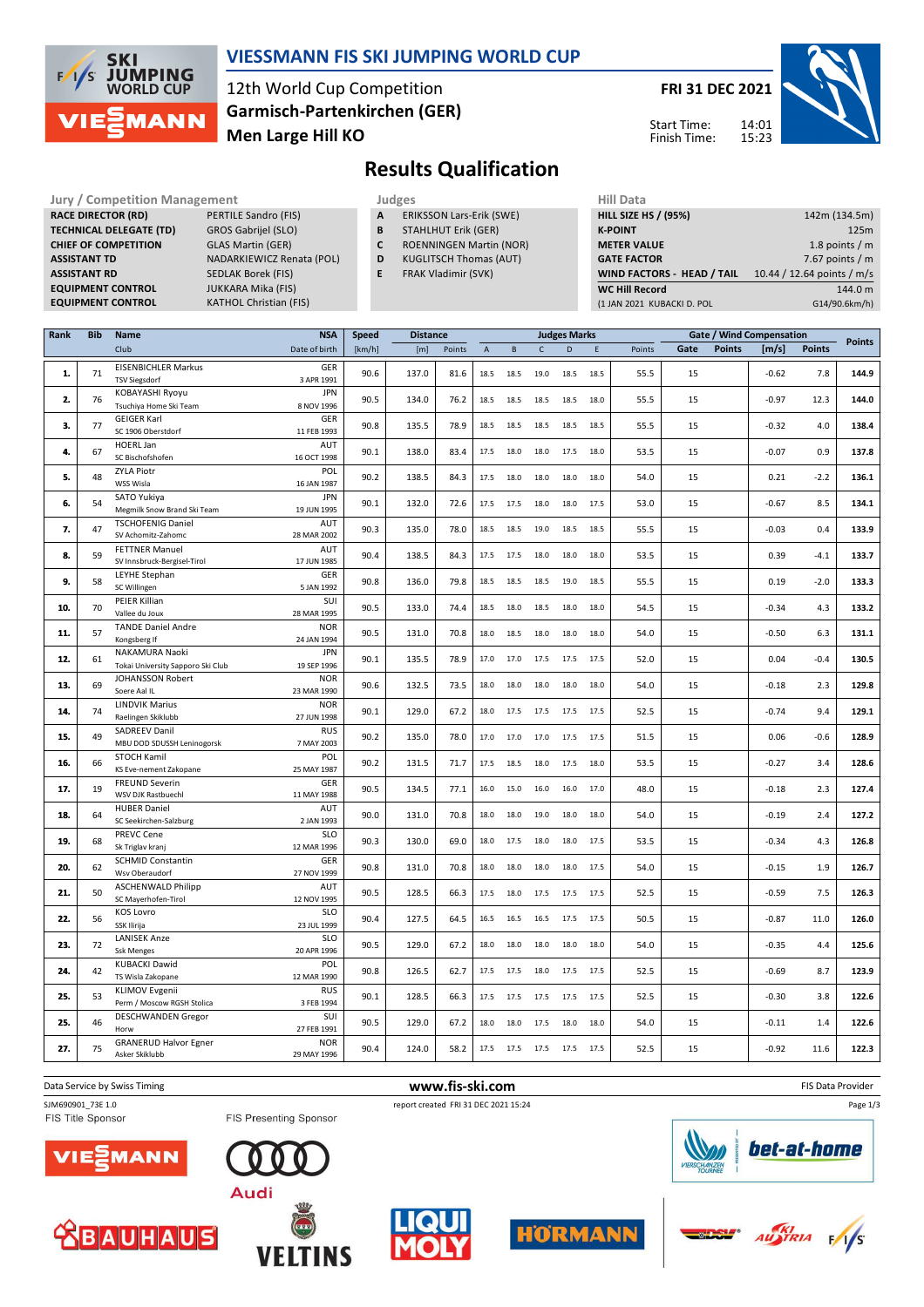# VIESSMANN FIS SKI JUMPING WORLD CUP

12th World Cup Competition
**Garmisch-Partenkirchen (GER)**
**Men Large Hill KO**

**FRI 31 DEC 2021**

Start Time: 14:01
Finish Time: 15:23

## Results Qualification

| Jury / Competition Management | |
|---|---|
| RACE DIRECTOR (RD) | PERTILE Sandro (FIS) |
| TECHNICAL DELEGATE (TD) | GROS Gabrijel (SLO) |
| CHIEF OF COMPETITION | GLAS Martin (GER) |
| ASSISTANT TD | NADARKIEWICZ Renata (POL) |
| ASSISTANT RD | SEDLAK Borek (FIS) |
| EQUIPMENT CONTROL | JUKKARA Mika (FIS) |
| EQUIPMENT CONTROL | KATHOL Christian (FIS) |

| Judges | |
|---|---|
| A | ERIKSSON Lars-Erik (SWE) |
| B | STAHLHUT Erik (GER) |
| C | ROENNINGEN Martin (NOR) |
| D | KUGLITSCH Thomas (AUT) |
| E | FRAK Vladimir (SVK) |

| Hill Data | |
|---|---|
| HILL SIZE HS / (95%) | 142m (134.5m) |
| K-POINT | 125m |
| METER VALUE | 1.8 points / m |
| GATE FACTOR | 7.67 points / m |
| WIND FACTORS - HEAD / TAIL | 10.44 / 12.64 points / m/s |
| WC Hill Record | 144.0 m |
| (1 JAN 2021 KUBACKI D. POL | G14/90.6km/h) |

| Rank | Bib | Name / Club | NSA / Date of birth | Speed [km/h] | Distance [m] | Distance Points | A | B | C | D | E | Judges Points | Gate | Gate Points | Wind [m/s] | Wind Points | Points |
|---|---|---|---|---|---|---|---|---|---|---|---|---|---|---|---|---|---|
| 1. | 71 | EISENBICHLER Markus / TSV Siegsdorf | GER / 3 APR 1991 | 90.6 | 137.0 | 81.6 | 18.5 | 18.5 | 19.0 | 18.5 | 18.5 | 55.5 | 15 | | -0.62 | 7.8 | 144.9 |
| 2. | 76 | KOBAYASHI Ryoyu / Tsuchiya Home Ski Team | JPN / 8 NOV 1996 | 90.5 | 134.0 | 76.2 | 18.5 | 18.5 | 18.5 | 18.5 | 18.0 | 55.5 | 15 | | -0.97 | 12.3 | 144.0 |
| 3. | 77 | GEIGER Karl / SC 1906 Oberstdorf | GER / 11 FEB 1993 | 90.8 | 135.5 | 78.9 | 18.5 | 18.5 | 18.5 | 18.5 | 18.5 | 55.5 | 15 | | -0.32 | 4.0 | 138.4 |
| 4. | 67 | HOERL Jan / SC Bischofshofen | AUT / 16 OCT 1998 | 90.1 | 138.0 | 83.4 | 17.5 | 18.0 | 18.0 | 17.5 | 18.0 | 53.5 | 15 | | -0.07 | 0.9 | 137.8 |
| 5. | 48 | ZYLA Piotr / WSS Wisla | POL / 16 JAN 1987 | 90.2 | 138.5 | 84.3 | 17.5 | 18.0 | 18.0 | 18.0 | 18.0 | 54.0 | 15 | | 0.21 | -2.2 | 136.1 |
| 6. | 54 | SATO Yukiya / Megmilk Snow Brand Ski Team | JPN / 19 JUN 1995 | 90.1 | 132.0 | 72.6 | 17.5 | 17.5 | 18.0 | 18.0 | 17.5 | 53.0 | 15 | | -0.67 | 8.5 | 134.1 |
| 7. | 47 | TSCHOFENIG Daniel / SV Achomitz-Zahomc | AUT / 28 MAR 2002 | 90.3 | 135.0 | 78.0 | 18.5 | 18.5 | 19.0 | 18.5 | 18.5 | 55.5 | 15 | | -0.03 | 0.4 | 133.9 |
| 8. | 59 | FETTNER Manuel / SV Innsbruck-Bergisel-Tirol | AUT / 17 JUN 1985 | 90.4 | 138.5 | 84.3 | 17.5 | 17.5 | 18.0 | 18.0 | 18.0 | 53.5 | 15 | | 0.39 | -4.1 | 133.7 |
| 9. | 58 | LEYHE Stephan / SC Willingen | GER / 5 JAN 1992 | 90.8 | 136.0 | 79.8 | 18.5 | 18.5 | 18.5 | 19.0 | 18.5 | 55.5 | 15 | | 0.19 | -2.0 | 133.3 |
| 10. | 70 | PEIER Killian / Vallee du Joux | SUI / 28 MAR 1995 | 90.5 | 133.0 | 74.4 | 18.5 | 18.0 | 18.5 | 18.0 | 18.0 | 54.5 | 15 | | -0.34 | 4.3 | 133.2 |
| 11. | 57 | TANDE Daniel Andre / Kongsberg If | NOR / 24 JAN 1994 | 90.5 | 131.0 | 70.8 | 18.0 | 18.5 | 18.0 | 18.0 | 18.0 | 54.0 | 15 | | -0.50 | 6.3 | 131.1 |
| 12. | 61 | NAKAMURA Naoki / Tokai University Sapporo Ski Club | JPN / 19 SEP 1996 | 90.1 | 135.5 | 78.9 | 17.0 | 17.0 | 17.5 | 17.5 | 17.5 | 52.0 | 15 | | 0.04 | -0.4 | 130.5 |
| 13. | 69 | JOHANSSON Robert / Soere Aal IL | NOR / 23 MAR 1990 | 90.6 | 132.5 | 73.5 | 18.0 | 18.0 | 18.0 | 18.0 | 18.0 | 54.0 | 15 | | -0.18 | 2.3 | 129.8 |
| 14. | 74 | LINDVIK Marius / Raelingen Skiklubb | NOR / 27 JUN 1998 | 90.1 | 129.0 | 67.2 | 18.0 | 17.5 | 17.5 | 17.5 | 17.5 | 52.5 | 15 | | -0.74 | 9.4 | 129.1 |
| 15. | 49 | SADREEV Danil / MBU DOD SDUSSH Leninogorsk | RUS / 7 MAY 2003 | 90.2 | 135.0 | 78.0 | 17.0 | 17.0 | 17.0 | 17.5 | 17.5 | 51.5 | 15 | | 0.06 | -0.6 | 128.9 |
| 16. | 66 | STOCH Kamil / KS Eve-nement Zakopane | POL / 25 MAY 1987 | 90.2 | 131.5 | 71.7 | 17.5 | 18.5 | 18.0 | 17.5 | 18.0 | 53.5 | 15 | | -0.27 | 3.4 | 128.6 |
| 17. | 19 | FREUND Severin / WSV DJK Rastbuechl | GER / 11 MAY 1988 | 90.5 | 134.5 | 77.1 | 16.0 | 15.0 | 16.0 | 16.0 | 17.0 | 48.0 | 15 | | -0.18 | 2.3 | 127.4 |
| 18. | 64 | HUBER Daniel / SC Seekirchen-Salzburg | AUT / 2 JAN 1993 | 90.0 | 131.0 | 70.8 | 18.0 | 18.0 | 19.0 | 18.0 | 18.0 | 54.0 | 15 | | -0.19 | 2.4 | 127.2 |
| 19. | 68 | PREVC Cene / Sk Triglav kranj | SLO / 12 MAR 1996 | 90.3 | 130.0 | 69.0 | 18.0 | 17.5 | 18.0 | 18.0 | 17.5 | 53.5 | 15 | | -0.34 | 4.3 | 126.8 |
| 20. | 62 | SCHMID Constantin / Wsv Oberaudorf | GER / 27 NOV 1999 | 90.8 | 131.0 | 70.8 | 18.0 | 18.0 | 18.0 | 18.0 | 17.5 | 54.0 | 15 | | -0.15 | 1.9 | 126.7 |
| 21. | 50 | ASCHENWALD Philipp / SC Mayerhofen-Tirol | AUT / 12 NOV 1995 | 90.5 | 128.5 | 66.3 | 17.5 | 18.0 | 17.5 | 17.5 | 17.5 | 52.5 | 15 | | -0.59 | 7.5 | 126.3 |
| 22. | 56 | KOS Lovro / SSK Ilirija | SLO / 23 JUL 1999 | 90.4 | 127.5 | 64.5 | 16.5 | 16.5 | 16.5 | 17.5 | 17.5 | 50.5 | 15 | | -0.87 | 11.0 | 126.0 |
| 23. | 72 | LANISEK Anze / Ssk Menges | SLO / 20 APR 1996 | 90.5 | 129.0 | 67.2 | 18.0 | 18.0 | 18.0 | 18.0 | 18.0 | 54.0 | 15 | | -0.35 | 4.4 | 125.6 |
| 24. | 42 | KUBACKI Dawid / TS Wisla Zakopane | POL / 12 MAR 1990 | 90.8 | 126.5 | 62.7 | 17.5 | 17.5 | 18.0 | 17.5 | 17.5 | 52.5 | 15 | | -0.69 | 8.7 | 123.9 |
| 25. | 53 | KLIMOV Evgenii / Perm / Moscow RGSH Stolica | RUS / 3 FEB 1994 | 90.1 | 128.5 | 66.3 | 17.5 | 17.5 | 17.5 | 17.5 | 17.5 | 52.5 | 15 | | -0.30 | 3.8 | 122.6 |
| 25. | 46 | DESCHWANDEN Gregor / Horw | SUI / 27 FEB 1991 | 90.5 | 129.0 | 67.2 | 18.0 | 18.0 | 17.5 | 18.0 | 18.0 | 54.0 | 15 | | -0.11 | 1.4 | 122.6 |
| 27. | 75 | GRANERUD Halvor Egner / Asker Skiklubb | NOR / 29 MAY 1996 | 90.4 | 124.0 | 58.2 | 17.5 | 17.5 | 17.5 | 17.5 | 17.5 | 52.5 | 15 | | -0.92 | 11.6 | 122.3 |

Data Service by Swiss Timing — www.fis-ski.com — FIS Data Provider

SJM690901_73E 1.0 — report created FRI 31 DEC 2021 15:24

FIS Title Sponsor — FIS Presenting Sponsor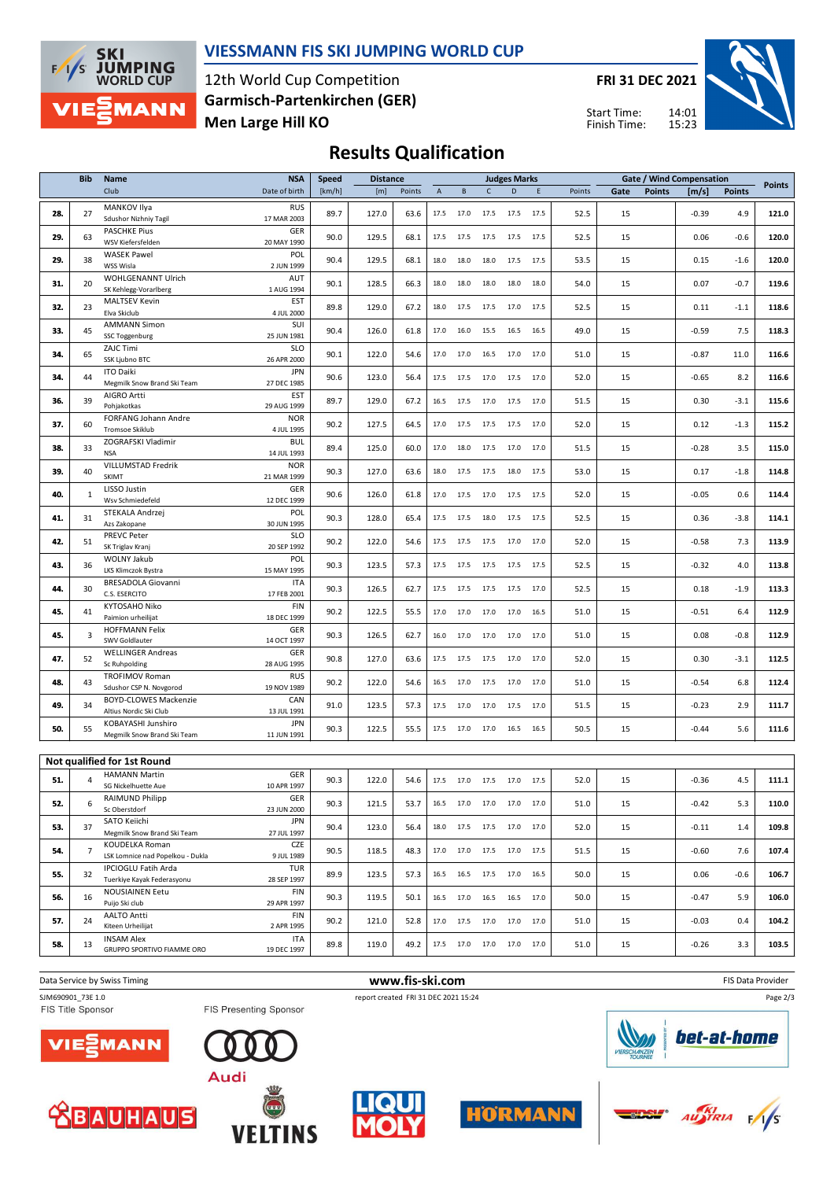# VIESSMANN FIS SKI JUMPING WORLD CUP

12th World Cup Competition
**Garmisch-Partenkirchen (GER)**
**Men Large Hill KO**

**FRI 31 DEC 2021**

Start Time: 14:01
Finish Time: 15:23

## Results Qualification

| Rank | Bib | Name / Club | NSA / Date of birth | Speed [km/h] | Distance [m] | Distance Points | A | B | C | D | E | Judges Points | Gate | Gate Points | Wind [m/s] | Wind Points | Points |
|---|---|---|---|---|---|---|---|---|---|---|---|---|---|---|---|---|---|
| 28. | 27 | MANKOV Ilya / Sdushor Nizhniy Tagil | RUS / 17 MAR 2003 | 89.7 | 127.0 | 63.6 | 17.5 | 17.0 | 17.5 | 17.5 | 17.5 | 52.5 | 15 | | -0.39 | 4.9 | 121.0 |
| 29. | 63 | PASCHKE Pius / WSV Kiefersfelden | GER / 20 MAY 1990 | 90.0 | 129.5 | 68.1 | 17.5 | 17.5 | 17.5 | 17.5 | 17.5 | 52.5 | 15 | | 0.06 | -0.6 | 120.0 |
| 29. | 38 | WASEK Pawel / WSS Wisla | POL / 2 JUN 1999 | 90.4 | 129.5 | 68.1 | 18.0 | 18.0 | 18.0 | 17.5 | 17.5 | 53.5 | 15 | | 0.15 | -1.6 | 120.0 |
| 31. | 20 | WOHLGENANNT Ulrich / SK Kehlegg-Vorarlberg | AUT / 1 AUG 1994 | 90.1 | 128.5 | 66.3 | 18.0 | 18.0 | 18.0 | 18.0 | 18.0 | 54.0 | 15 | | 0.07 | -0.7 | 119.6 |
| 32. | 23 | MALTSEV Kevin / Elva Skiclub | EST / 4 JUL 2000 | 89.8 | 129.0 | 67.2 | 18.0 | 17.5 | 17.5 | 17.0 | 17.5 | 52.5 | 15 | | 0.11 | -1.1 | 118.6 |
| 33. | 45 | AMMANN Simon / SSC Toggenburg | SUI / 25 JUN 1981 | 90.4 | 126.0 | 61.8 | 17.0 | 16.0 | 15.5 | 16.5 | 16.5 | 49.0 | 15 | | -0.59 | 7.5 | 118.3 |
| 34. | 65 | ZAJC Timi / SSK Ljubno BTC | SLO / 26 APR 2000 | 90.1 | 122.0 | 54.6 | 17.0 | 17.0 | 16.5 | 17.0 | 17.0 | 51.0 | 15 | | -0.87 | 11.0 | 116.6 |
| 34. | 44 | ITO Daiki / Megmilk Snow Brand Ski Team | JPN / 27 DEC 1985 | 90.6 | 123.0 | 56.4 | 17.5 | 17.5 | 17.0 | 17.5 | 17.0 | 52.0 | 15 | | -0.65 | 8.2 | 116.6 |
| 36. | 39 | AIGRO Artti / Pohjakotkas | EST / 29 AUG 1999 | 89.7 | 129.0 | 67.2 | 16.5 | 17.5 | 17.0 | 17.5 | 17.0 | 51.5 | 15 | | 0.30 | -3.1 | 115.6 |
| 37. | 60 | FORFANG Johann Andre / Tromsoe Skiklub | NOR / 4 JUL 1995 | 90.2 | 127.5 | 64.5 | 17.0 | 17.5 | 17.5 | 17.5 | 17.0 | 52.0 | 15 | | 0.12 | -1.3 | 115.2 |
| 38. | 33 | ZOGRAFSKI Vladimir / NSA | BUL / 14 JUL 1993 | 89.4 | 125.0 | 60.0 | 17.0 | 18.0 | 17.5 | 17.0 | 17.0 | 51.5 | 15 | | -0.28 | 3.5 | 115.0 |
| 39. | 40 | VILLUMSTAD Fredrik / SKIMT | NOR / 21 MAR 1999 | 90.3 | 127.0 | 63.6 | 18.0 | 17.5 | 17.5 | 18.0 | 17.5 | 53.0 | 15 | | 0.17 | -1.8 | 114.8 |
| 40. | 1 | LISSO Justin / Wsv Schmiedefeld | GER / 12 DEC 1999 | 90.6 | 126.0 | 61.8 | 17.0 | 17.5 | 17.0 | 17.5 | 17.5 | 52.0 | 15 | | -0.05 | 0.6 | 114.4 |
| 41. | 31 | STEKALA Andrzej / Azs Zakopane | POL / 30 JUN 1995 | 90.3 | 128.0 | 65.4 | 17.5 | 17.5 | 18.0 | 17.5 | 17.5 | 52.5 | 15 | | 0.36 | -3.8 | 114.1 |
| 42. | 51 | PREVC Peter / SK Triglav Kranj | SLO / 20 SEP 1992 | 90.2 | 122.0 | 54.6 | 17.5 | 17.5 | 17.5 | 17.0 | 17.0 | 52.0 | 15 | | -0.58 | 7.3 | 113.9 |
| 43. | 36 | WOLNY Jakub / LKS Klimczok Bystra | POL / 15 MAY 1995 | 90.3 | 123.5 | 57.3 | 17.5 | 17.5 | 17.5 | 17.5 | 17.5 | 52.5 | 15 | | -0.32 | 4.0 | 113.8 |
| 44. | 30 | BRESADOLA Giovanni / C.S. ESERCITO | ITA / 17 FEB 2001 | 90.3 | 126.5 | 62.7 | 17.5 | 17.5 | 17.5 | 17.5 | 17.0 | 52.5 | 15 | | 0.18 | -1.9 | 113.3 |
| 45. | 41 | KYTOSAHO Niko / Paimion urheilijat | FIN / 18 DEC 1999 | 90.2 | 122.5 | 55.5 | 17.0 | 17.0 | 17.0 | 17.0 | 16.5 | 51.0 | 15 | | -0.51 | 6.4 | 112.9 |
| 45. | 3 | HOFFMANN Felix / SWV Goldlauter | GER / 14 OCT 1997 | 90.3 | 126.5 | 62.7 | 16.0 | 17.0 | 17.0 | 17.0 | 17.0 | 51.0 | 15 | | 0.08 | -0.8 | 112.9 |
| 47. | 52 | WELLINGER Andreas / Sc Ruhpolding | GER / 28 AUG 1995 | 90.8 | 127.0 | 63.6 | 17.5 | 17.5 | 17.5 | 17.0 | 17.0 | 52.0 | 15 | | 0.30 | -3.1 | 112.5 |
| 48. | 43 | TROFIMOV Roman / Sdushor CSP N. Novgorod | RUS / 19 NOV 1989 | 90.2 | 122.0 | 54.6 | 16.5 | 17.0 | 17.5 | 17.0 | 17.0 | 51.0 | 15 | | -0.54 | 6.8 | 112.4 |
| 49. | 34 | BOYD-CLOWES Mackenzie / Altius Nordic Ski Club | CAN / 13 JUL 1991 | 91.0 | 123.5 | 57.3 | 17.5 | 17.0 | 17.0 | 17.5 | 17.0 | 51.5 | 15 | | -0.23 | 2.9 | 111.7 |
| 50. | 55 | KOBAYASHI Junshiro / Megmilk Snow Brand Ski Team | JPN / 11 JUN 1991 | 90.3 | 122.5 | 55.5 | 17.5 | 17.0 | 17.0 | 16.5 | 16.5 | 50.5 | 15 | | -0.44 | 5.6 | 111.6 |

### Not qualified for 1st Round

| Rank | Bib | Name / Club | NSA / Date of birth | Speed [km/h] | Distance [m] | Distance Points | A | B | C | D | E | Judges Points | Gate | Gate Points | Wind [m/s] | Wind Points | Points |
|---|---|---|---|---|---|---|---|---|---|---|---|---|---|---|---|---|---|
| 51. | 4 | HAMANN Martin / SG Nickelhuette Aue | GER / 10 APR 1997 | 90.3 | 122.0 | 54.6 | 17.5 | 17.0 | 17.5 | 17.0 | 17.5 | 52.0 | 15 | | -0.36 | 4.5 | 111.1 |
| 52. | 6 | RAIMUND Philipp / Sc Oberstdorf | GER / 23 JUN 2000 | 90.3 | 121.5 | 53.7 | 16.5 | 17.0 | 17.0 | 17.0 | 17.0 | 51.0 | 15 | | -0.42 | 5.3 | 110.0 |
| 53. | 37 | SATO Keiichi / Megmilk Snow Brand Ski Team | JPN / 27 JUL 1997 | 90.4 | 123.0 | 56.4 | 18.0 | 17.5 | 17.5 | 17.0 | 17.0 | 52.0 | 15 | | -0.11 | 1.4 | 109.8 |
| 54. | 7 | KOUDELKA Roman / LSK Lomnice nad Popelkou - Dukla | CZE / 9 JUL 1989 | 90.5 | 118.5 | 48.3 | 17.0 | 17.0 | 17.5 | 17.0 | 17.5 | 51.5 | 15 | | -0.60 | 7.6 | 107.4 |
| 55. | 32 | IPCIOGLU Fatih Arda / Tuerkiye Kayak Federasyonu | TUR / 28 SEP 1997 | 89.9 | 123.5 | 57.3 | 16.5 | 16.5 | 17.5 | 17.0 | 16.5 | 50.0 | 15 | | 0.06 | -0.6 | 106.7 |
| 56. | 16 | NOUSIAINEN Eetu / Puijo Ski club | FIN / 29 APR 1997 | 90.3 | 119.5 | 50.1 | 16.5 | 17.0 | 16.5 | 16.5 | 17.0 | 50.0 | 15 | | -0.47 | 5.9 | 106.0 |
| 57. | 24 | AALTO Antti / Kiteen Urheilijat | FIN / 2 APR 1995 | 90.2 | 121.0 | 52.8 | 17.0 | 17.5 | 17.0 | 17.0 | 17.0 | 51.0 | 15 | | -0.03 | 0.4 | 104.2 |
| 58. | 13 | INSAM Alex / GRUPPO SPORTIVO FIAMME ORO | ITA / 19 DEC 1997 | 89.8 | 119.0 | 49.2 | 17.5 | 17.0 | 17.0 | 17.0 | 17.0 | 51.0 | 15 | | -0.26 | 3.3 | 103.5 |

Data Service by Swiss Timing — www.fis-ski.com — FIS Data Provider

SJM690901_73E 1.0 — report created FRI 31 DEC 2021 15:24

FIS Title Sponsor — FIS Presenting Sponsor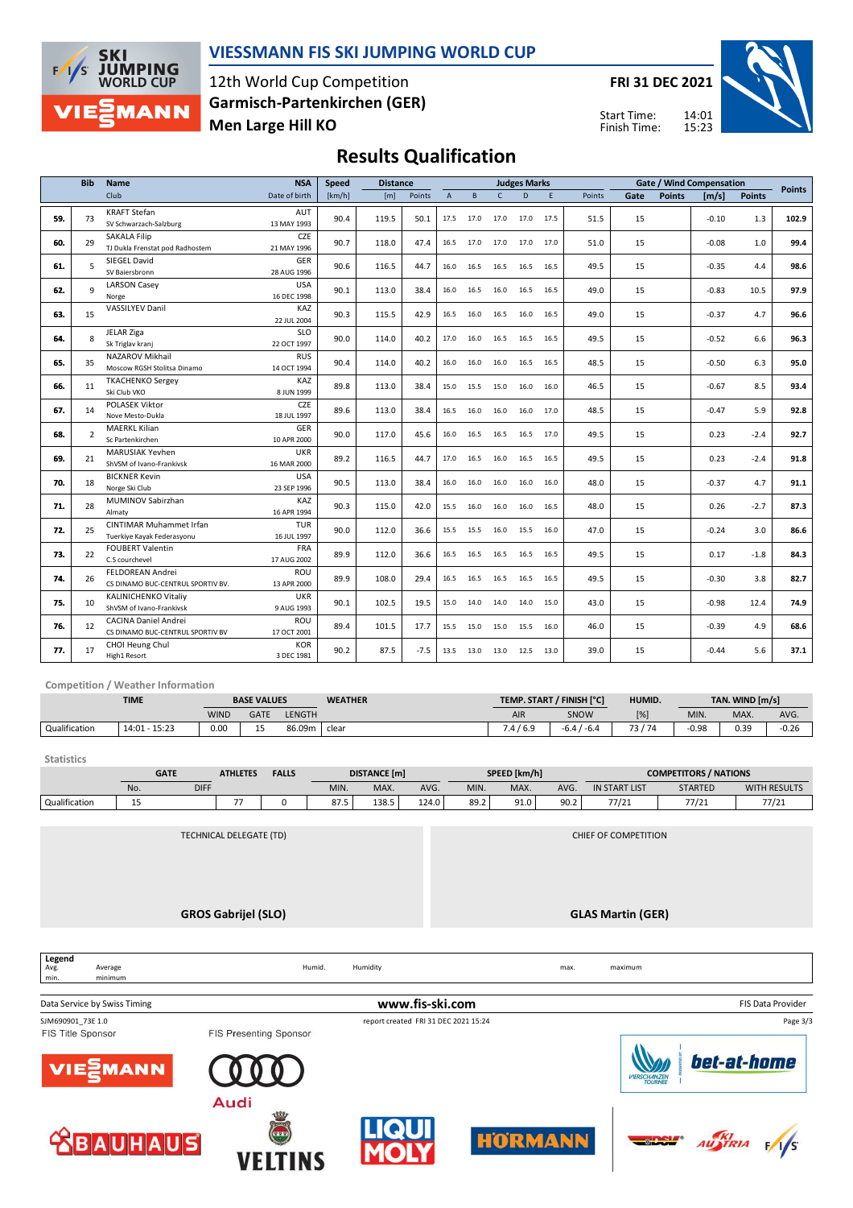# VIESSMANN FIS SKI JUMPING WORLD CUP

12th World Cup Competition
**Garmisch-Partenkirchen (GER)**
**Men Large Hill KO**

**FRI 31 DEC 2021**

Start Time: 14:01
Finish Time: 15:23

## Results Qualification

| | Bib | Name / Club | NSA / Date of birth | Speed [km/h] | Distance [m] | Distance Points | A | B | C | D | E | Judges Points | Gate | Gate Points | Wind [m/s] | Wind Points | Points |
|---|---|---|---|---|---|---|---|---|---|---|---|---|---|---|---|---|---|
| 59. | 73 | KRAFT Stefan / SV Schwarzach-Salzburg | AUT / 13 MAY 1993 | 90.4 | 119.5 | 50.1 | 17.5 | 17.0 | 17.0 | 17.0 | 17.5 | 51.5 | 15 | | -0.10 | 1.3 | 102.9 |
| 60. | 29 | SAKALA Filip / TJ Dukla Frenstat pod Radhostem | CZE / 21 MAY 1996 | 90.7 | 118.0 | 47.4 | 16.5 | 17.0 | 17.0 | 17.0 | 17.0 | 51.0 | 15 | | -0.08 | 1.0 | 99.4 |
| 61. | 5 | SIEGEL David / SV Baiersbronn | GER / 28 AUG 1996 | 90.6 | 116.5 | 44.7 | 16.0 | 16.5 | 16.5 | 16.5 | 16.5 | 49.5 | 15 | | -0.35 | 4.4 | 98.6 |
| 62. | 9 | LARSON Casey / Norge | USA / 16 DEC 1998 | 90.1 | 113.0 | 38.4 | 16.0 | 16.5 | 16.0 | 16.5 | 16.5 | 49.0 | 15 | | -0.83 | 10.5 | 97.9 |
| 63. | 15 | VASSILYEV Danil | KAZ / 22 JUL 2004 | 90.3 | 115.5 | 42.9 | 16.5 | 16.0 | 16.5 | 16.0 | 16.5 | 49.0 | 15 | | -0.37 | 4.7 | 96.6 |
| 64. | 8 | JELAR Ziga / Sk Triglav kranj | SLO / 22 OCT 1997 | 90.0 | 114.0 | 40.2 | 17.0 | 16.0 | 16.5 | 16.5 | 16.5 | 49.5 | 15 | | -0.52 | 6.6 | 96.3 |
| 65. | 35 | NAZAROV Mikhail / Moscow RGSH Stolitsa Dinamo | RUS / 14 OCT 1994 | 90.4 | 114.0 | 40.2 | 16.0 | 16.0 | 16.0 | 16.5 | 16.5 | 48.5 | 15 | | -0.50 | 6.3 | 95.0 |
| 66. | 11 | TKACHENKO Sergey / Ski Club VKO | KAZ / 8 JUN 1999 | 89.8 | 113.0 | 38.4 | 15.0 | 15.5 | 15.0 | 16.0 | 16.0 | 46.5 | 15 | | -0.67 | 8.5 | 93.4 |
| 67. | 14 | POLASEK Viktor / Nove Mesto-Dukla | CZE / 18 JUL 1997 | 89.6 | 113.0 | 38.4 | 16.5 | 16.0 | 16.0 | 16.0 | 17.0 | 48.5 | 15 | | -0.47 | 5.9 | 92.8 |
| 68. | 2 | MAERKL Kilian / Sc Partenkirchen | GER / 10 APR 2000 | 90.0 | 117.0 | 45.6 | 16.0 | 16.5 | 16.5 | 16.5 | 17.0 | 49.5 | 15 | | 0.23 | -2.4 | 92.7 |
| 69. | 21 | MARUSIAK Yevhen / ShVSM of Ivano-Frankivsk | UKR / 16 MAR 2000 | 89.2 | 116.5 | 44.7 | 17.0 | 16.5 | 16.0 | 16.5 | 16.5 | 49.5 | 15 | | 0.23 | -2.4 | 91.8 |
| 70. | 18 | BICKNER Kevin / Norge Ski Club | USA / 23 SEP 1996 | 90.5 | 113.0 | 38.4 | 16.0 | 16.0 | 16.0 | 16.0 | 16.0 | 48.0 | 15 | | -0.37 | 4.7 | 91.1 |
| 71. | 28 | MUMINOV Sabirzhan / Almaty | KAZ / 16 APR 1994 | 90.3 | 115.0 | 42.0 | 15.5 | 16.0 | 16.0 | 16.0 | 16.5 | 48.0 | 15 | | 0.26 | -2.7 | 87.3 |
| 72. | 25 | CINTIMAR Muhammet Irfan / Tuerkiye Kayak Federasyonu | TUR / 16 JUL 1997 | 90.0 | 112.0 | 36.6 | 15.5 | 15.5 | 16.0 | 15.5 | 16.0 | 47.0 | 15 | | -0.24 | 3.0 | 86.6 |
| 73. | 22 | FOUBERT Valentin / C.S courchevel | FRA / 17 AUG 2002 | 89.9 | 112.0 | 36.6 | 16.5 | 16.5 | 16.5 | 16.5 | 16.5 | 49.5 | 15 | | 0.17 | -1.8 | 84.3 |
| 74. | 26 | FELDOREAN Andrei / CS DINAMO BUC-CENTRUL SPORTIV BV. | ROU / 13 APR 2000 | 89.9 | 108.0 | 29.4 | 16.5 | 16.5 | 16.5 | 16.5 | 16.5 | 49.5 | 15 | | -0.30 | 3.8 | 82.7 |
| 75. | 10 | KALINICHENKO Vitaliy / ShVSM of Ivano-Frankivsk | UKR / 9 AUG 1993 | 90.1 | 102.5 | 19.5 | 15.0 | 14.0 | 14.0 | 14.0 | 15.0 | 43.0 | 15 | | -0.98 | 12.4 | 74.9 |
| 76. | 12 | CACINA Daniel Andrei / CS DINAMO BUC-CENTRUL SPORTIV BV | ROU / 17 OCT 2001 | 89.4 | 101.5 | 17.7 | 15.5 | 15.0 | 15.0 | 15.5 | 16.0 | 46.0 | 15 | | -0.39 | 4.9 | 68.6 |
| 77. | 17 | CHOI Heung Chul / High1 Resort | KOR / 3 DEC 1981 | 90.2 | 87.5 | -7.5 | 13.5 | 13.0 | 13.0 | 12.5 | 13.0 | 39.0 | 15 | | -0.44 | 5.6 | 37.1 |

### Competition / Weather Information

| | TIME | BASE VALUES WIND | GATE | LENGTH | WEATHER | TEMP. START / FINISH [°C] AIR | SNOW | HUMID. [%] | TAN. WIND [m/s] MIN. | MAX. | AVG. |
|---|---|---|---|---|---|---|---|---|---|---|---|
| Qualification | 14:01 - 15:23 | 0.00 | 15 | 86.09m | clear | 7.4 / 6.9 | -6.4 / -6.4 | 73 / 74 | -0.98 | 0.39 | -0.26 |

### Statistics

| | GATE No. | DIFF | ATHLETES | FALLS | DISTANCE [m] MIN. | MAX. | AVG. | SPEED [km/h] MIN. | MAX. | AVG. | IN START LIST | STARTED | WITH RESULTS |
|---|---|---|---|---|---|---|---|---|---|---|---|---|---|
| Qualification | 15 | | 77 | 0 | 87.5 | 138.5 | 124.0 | 89.2 | 91.0 | 90.2 | 77/21 | 77/21 | 77/21 |

TECHNICAL DELEGATE (TD): **GROS Gabrijel (SLO)**

CHIEF OF COMPETITION: **GLAS Martin (GER)**

Legend
Avg. Average
min. minimum
Humid. Humidity
max. maximum

Data Service by Swiss Timing — www.fis-ski.com — FIS Data Provider

SJM690901_73E 1.0 — report created FRI 31 DEC 2021 15:24

FIS Title Sponsor — FIS Presenting Sponsor